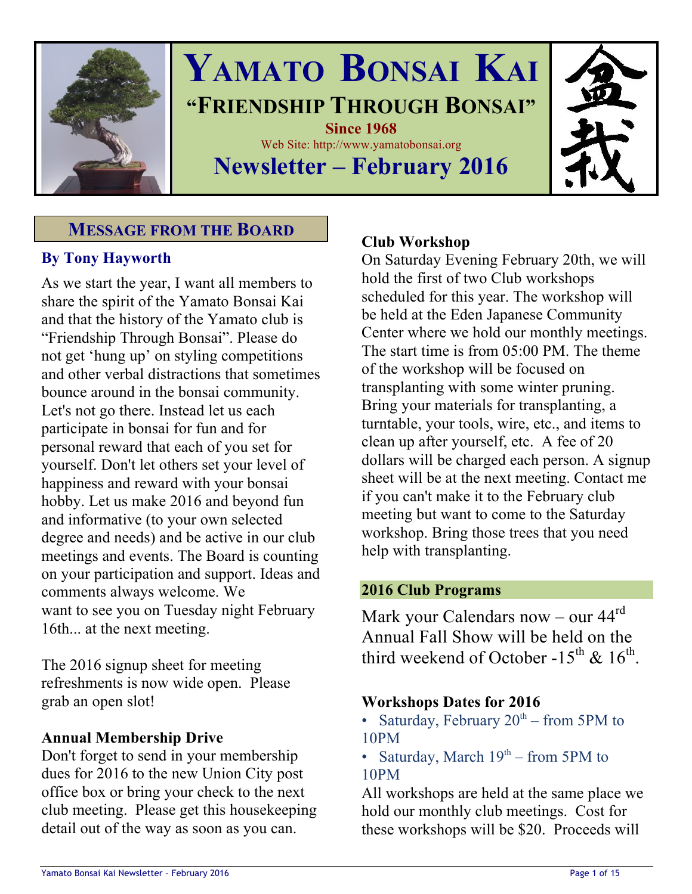# Yamato Bonsai Kai

## "Friendship Through Bonsai"

**Since 1968**

Web Site: http://www.yamatobonsai.org

## Newsletter – February 2016

盆栽

## Message from the Board

### By Tony Hayworth

As we start the year, I want all members to share the spirit of the Yamato Bonsai Kai and that the history of the Yamato club is "Friendship Through Bonsai". Please do not get 'hung up' on styling competitions and other verbal distractions that sometimes bounce around in the bonsai community. Let's not go there. Instead let us each participate in bonsai for fun and for personal reward that each of you set for yourself. Don't let others set your level of happiness and reward with your bonsai hobby. Let us make 2016 and beyond fun and informative (to your own selected degree and needs) and be active in our club meetings and events. The Board is counting on your participation and support. Ideas and comments always welcome. We want to see you on Tuesday night February 16th... at the next meeting.

The 2016 signup sheet for meeting refreshments is now wide open. Please grab an open slot!

**Annual Membership Drive**

Don't forget to send in your membership dues for 2016 to the new Union City post office box or bring your check to the next club meeting. Please get this housekeeping detail out of the way as soon as you can.

**Club Workshop**

On Saturday Evening February 20th, we will hold the first of two Club workshops scheduled for this year. The workshop will be held at the Eden Japanese Community Center where we hold our monthly meetings. The start time is from 05:00 PM. The theme of the workshop will be focused on transplanting with some winter pruning. Bring your materials for transplanting, a turntable, your tools, wire, etc., and items to clean up after yourself, etc. A fee of 20 dollars will be charged each person. A signup sheet will be at the next meeting. Contact me if you can't make it to the February club meeting but want to come to the Saturday workshop. Bring those trees that you need help with transplanting.

### 2016 Club Programs

Mark your Calendars now – our 44th Annual Fall Show will be held on the third weekend of October -15th & 16th.

**Workshops Dates for 2016**

- Saturday, February 20th – from 5PM to 10PM
- Saturday, March 19th – from 5PM to 10PM

All workshops are held at the same place we hold our monthly club meetings. Cost for these workshops will be $20. Proceeds will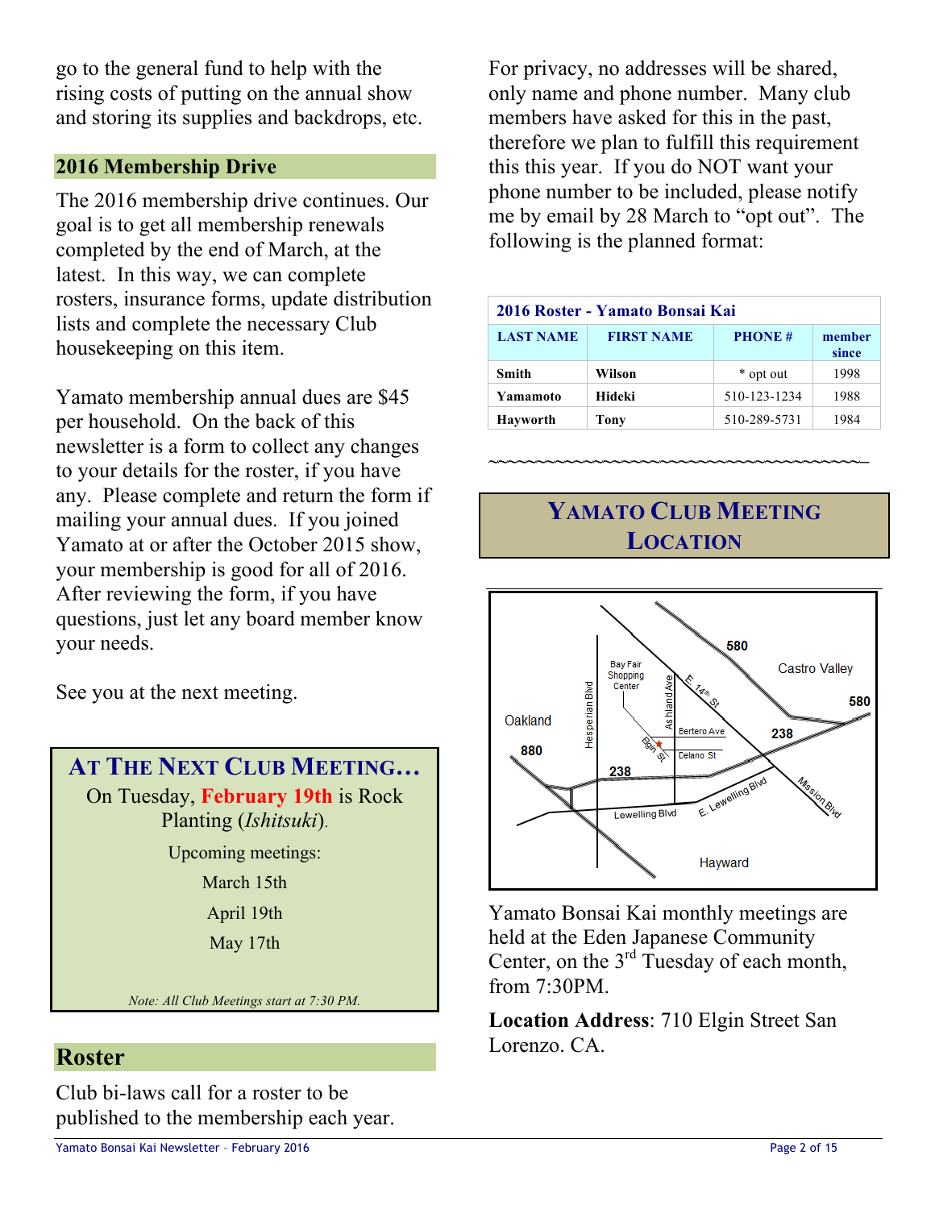go to the general fund to help with the rising costs of putting on the annual show and storing its supplies and backdrops, etc.

## 2016 Membership Drive

The 2016 membership drive continues. Our goal is to get all membership renewals completed by the end of March, at the latest. In this way, we can complete rosters, insurance forms, update distribution lists and complete the necessary Club housekeeping on this item.

Yamato membership annual dues are $45 per household. On the back of this newsletter is a form to collect any changes to your details for the roster, if you have any. Please complete and return the form if mailing your annual dues. If you joined Yamato at or after the October 2015 show, your membership is good for all of 2016. After reviewing the form, if you have questions, just let any board member know your needs.

See you at the next meeting.

## At The Next Club Meeting…

On Tuesday, **February 19th** is Rock Planting (*Ishitsuki*).

Upcoming meetings:

March 15th

April 19th

May 17th

*Note: All Club Meetings start at 7:30 PM.*

## Roster

Club bi-laws call for a roster to be published to the membership each year. For privacy, no addresses will be shared, only name and phone number. Many club members have asked for this in the past, therefore we plan to fulfill this requirement this this year. If you do NOT want your phone number to be included, please notify me by email by 28 March to "opt out". The following is the planned format:

**2016 Roster - Yamato Bonsai Kai**

| LAST NAME | FIRST NAME | PHONE # | member since |
|---|---|---|---|
| **Smith** | **Wilson** | * opt out | 1998 |
| **Yamamoto** | **Hideki** | 510-123-1234 | 1988 |
| **Hayworth** | **Tony** | 510-289-5731 | 1984 |

~~~~~~~~~~~~~~~~~~~~~~~~~~~~~~~~~~~~~~~~

## Yamato Club Meeting Location

Yamato Bonsai Kai monthly meetings are held at the Eden Japanese Community Center, on the 3rd Tuesday of each month, from 7:30PM.

**Location Address**: 710 Elgin Street San Lorenzo. CA.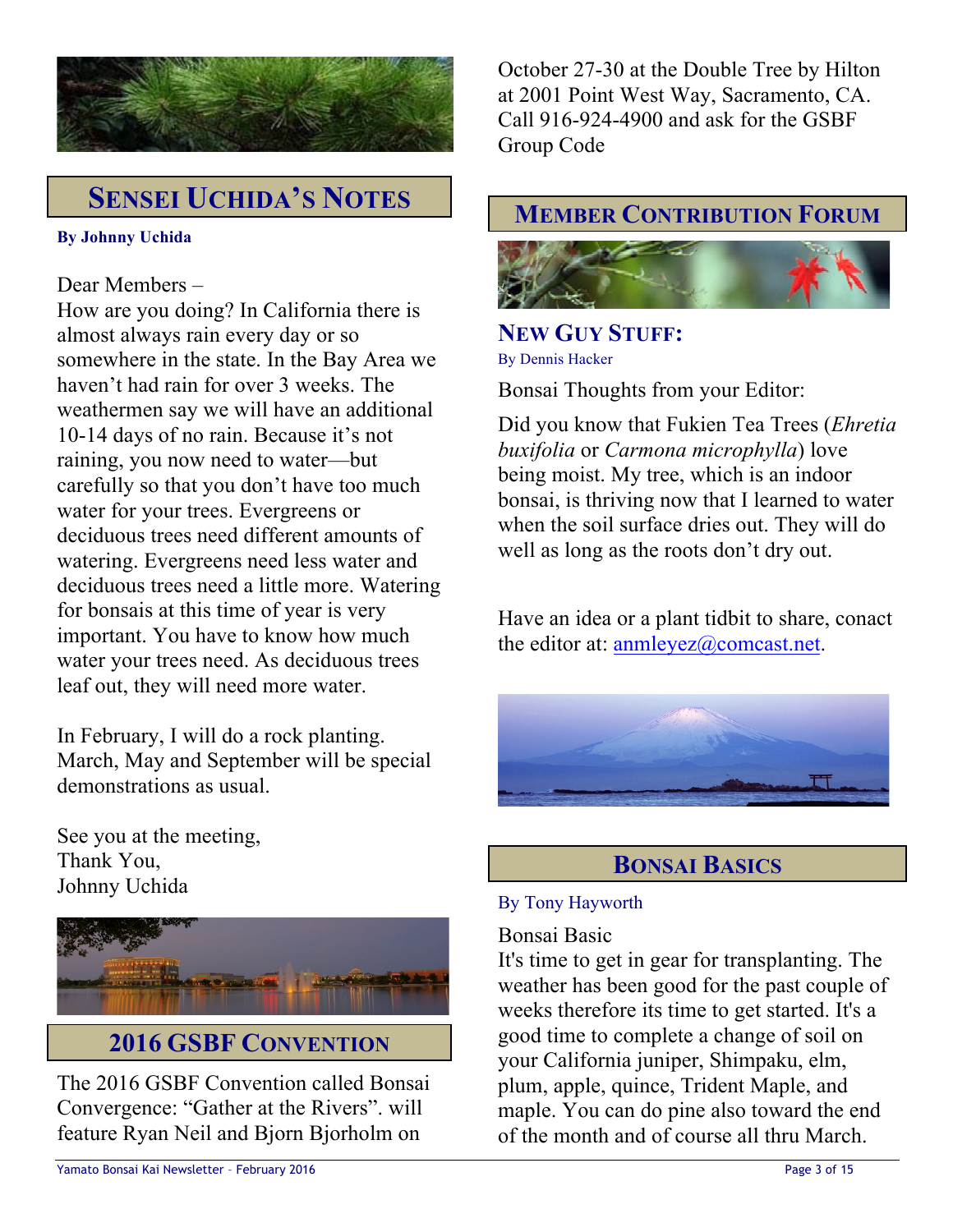## Sensei Uchida's Notes

**By Johnny Uchida**

Dear Members –
How are you doing? In California there is almost always rain every day or so somewhere in the state. In the Bay Area we haven't had rain for over 3 weeks. The weathermen say we will have an additional 10-14 days of no rain. Because it's not raining, you now need to water—but carefully so that you don't have too much water for your trees. Evergreens or deciduous trees need different amounts of watering. Evergreens need less water and deciduous trees need a little more. Watering for bonsais at this time of year is very important. You have to know how much water your trees need. As deciduous trees leaf out, they will need more water.

In February, I will do a rock planting. March, May and September will be special demonstrations as usual.

See you at the meeting,
Thank You,
Johnny Uchida

## 2016 GSBF Convention

The 2016 GSBF Convention called Bonsai Convergence: "Gather at the Rivers". will feature Ryan Neil and Bjorn Bjorholm on October 27-30 at the Double Tree by Hilton at 2001 Point West Way, Sacramento, CA. Call 916-924-4900 and ask for the GSBF Group Code

## Member Contribution Forum

### New Guy Stuff:

By Dennis Hacker

Bonsai Thoughts from your Editor:

Did you know that Fukien Tea Trees (*Ehretia buxifolia* or *Carmona microphylla*) love being moist. My tree, which is an indoor bonsai, is thriving now that I learned to water when the soil surface dries out. They will do well as long as the roots don't dry out.

Have an idea or a plant tidbit to share, conact the editor at: anmleyez@comcast.net.

## Bonsai Basics

By Tony Hayworth

Bonsai Basic
It's time to get in gear for transplanting. The weather has been good for the past couple of weeks therefore its time to get started. It's a good time to complete a change of soil on your California juniper, Shimpaku, elm, plum, apple, quince, Trident Maple, and maple. You can do pine also toward the end of the month and of course all thru March.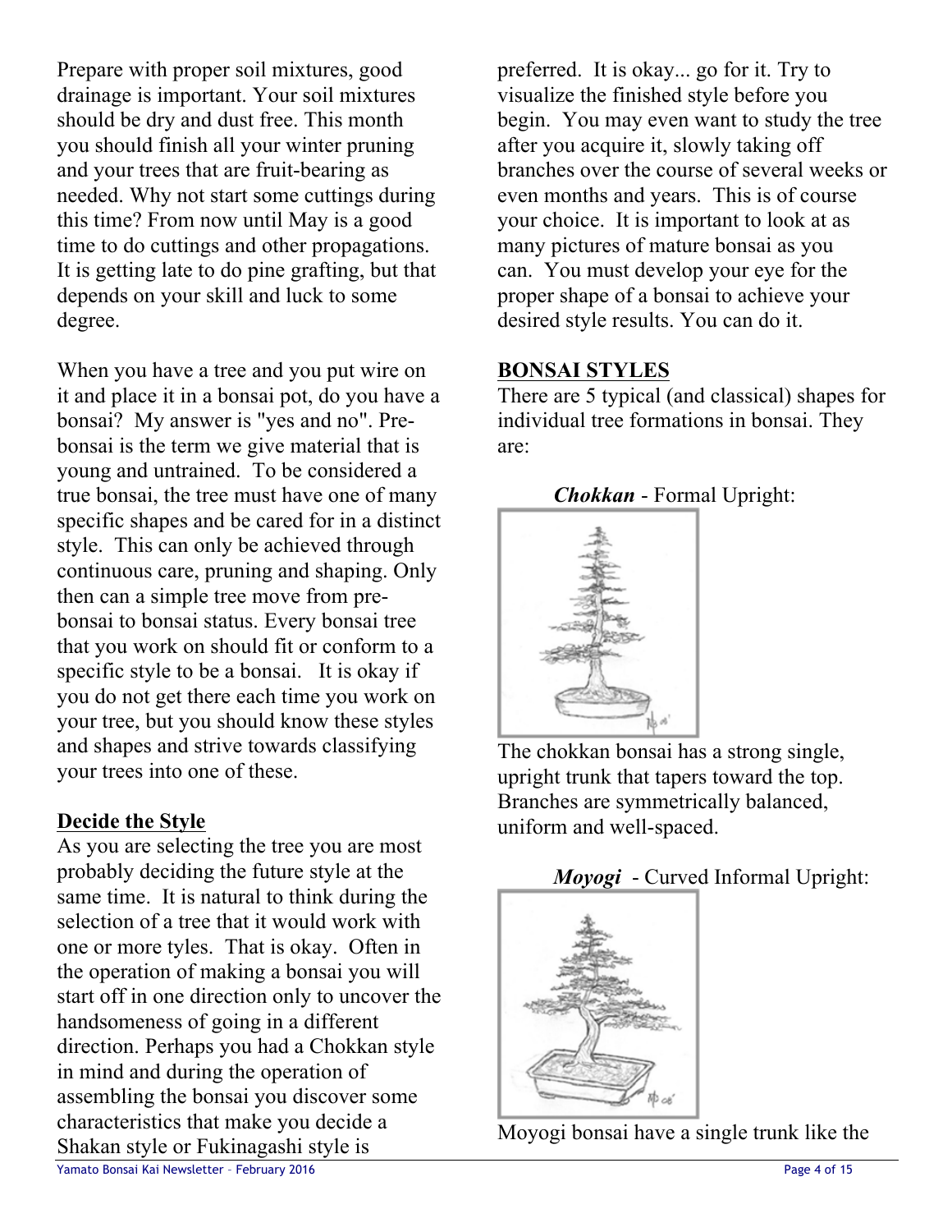Prepare with proper soil mixtures, good drainage is important. Your soil mixtures should be dry and dust free. This month you should finish all your winter pruning and your trees that are fruit-bearing as needed. Why not start some cuttings during this time? From now until May is a good time to do cuttings and other propagations. It is getting late to do pine grafting, but that depends on your skill and luck to some degree.

When you have a tree and you put wire on it and place it in a bonsai pot, do you have a bonsai? My answer is "yes and no". Pre-bonsai is the term we give material that is young and untrained. To be considered a true bonsai, the tree must have one of many specific shapes and be cared for in a distinct style. This can only be achieved through continuous care, pruning and shaping. Only then can a simple tree move from pre-bonsai to bonsai status. Every bonsai tree that you work on should fit or conform to a specific style to be a bonsai. It is okay if you do not get there each time you work on your tree, but you should know these styles and shapes and strive towards classifying your trees into one of these.

## Decide the Style

As you are selecting the tree you are most probably deciding the future style at the same time. It is natural to think during the selection of a tree that it would work with one or more tyles. That is okay. Often in the operation of making a bonsai you will start off in one direction only to uncover the handsomeness of going in a different direction. Perhaps you had a Chokkan style in mind and during the operation of assembling the bonsai you discover some characteristics that make you decide a Shakan style or Fukinagashi style is preferred. It is okay... go for it. Try to visualize the finished style before you begin. You may even want to study the tree after you acquire it, slowly taking off branches over the course of several weeks or even months and years. This is of course your choice. It is important to look at as many pictures of mature bonsai as you can. You must develop your eye for the proper shape of a bonsai to achieve your desired style results. You can do it.

## BONSAI STYLES

There are 5 typical (and classical) shapes for individual tree formations in bonsai. They are:

***Chokkan*** - Formal Upright:

The chokkan bonsai has a strong single, upright trunk that tapers toward the top. Branches are symmetrically balanced, uniform and well-spaced.

***Moyogi*** - Curved Informal Upright:

Moyogi bonsai have a single trunk like the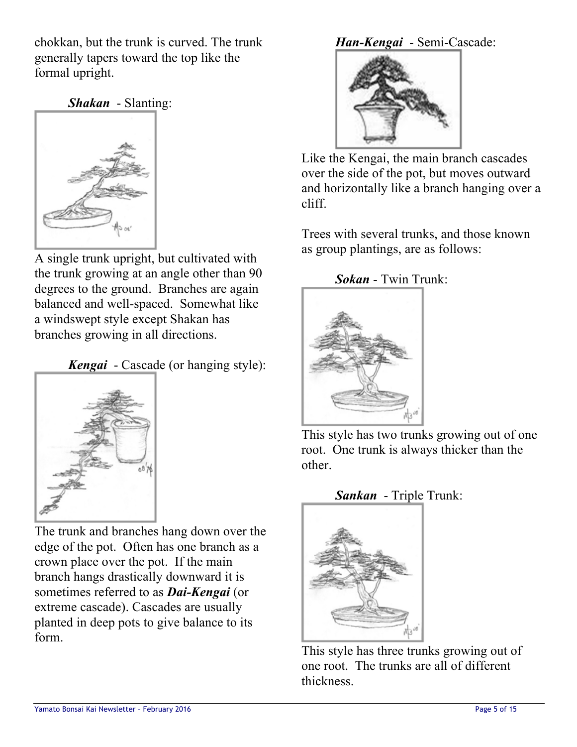chokkan, but the trunk is curved. The trunk generally tapers toward the top like the formal upright.

***Shakan*** - Slanting:

A single trunk upright, but cultivated with the trunk growing at an angle other than 90 degrees to the ground. Branches are again balanced and well-spaced. Somewhat like a windswept style except Shakan has branches growing in all directions.

***Kengai*** - Cascade (or hanging style):

The trunk and branches hang down over the edge of the pot. Often has one branch as a crown place over the pot. If the main branch hangs drastically downward it is sometimes referred to as ***Dai-Kengai*** (or extreme cascade). Cascades are usually planted in deep pots to give balance to its form.

***Han-Kengai*** - Semi-Cascade:

Like the Kengai, the main branch cascades over the side of the pot, but moves outward and horizontally like a branch hanging over a cliff.

Trees with several trunks, and those known as group plantings, are as follows:

***Sokan*** - Twin Trunk:

This style has two trunks growing out of one root. One trunk is always thicker than the other.

***Sankan*** - Triple Trunk:

This style has three trunks growing out of one root. The trunks are all of different thickness.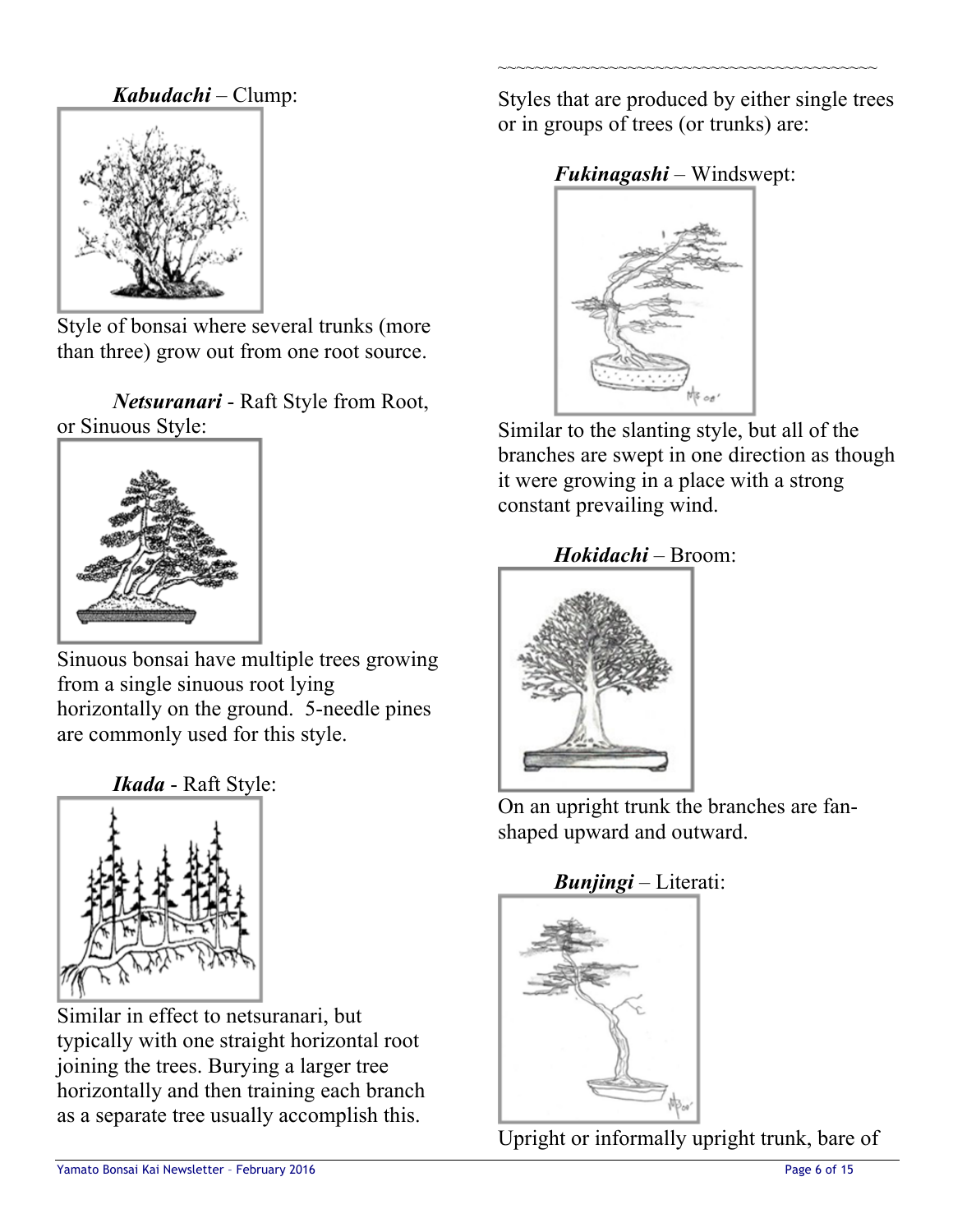***Kabudachi*** – Clump:

Style of bonsai where several trunks (more than three) grow out from one root source.

***Netsuranari*** - Raft Style from Root, or Sinuous Style:

Sinuous bonsai have multiple trees growing from a single sinuous root lying horizontally on the ground. 5-needle pines are commonly used for this style.

***Ikada*** - Raft Style:

Similar in effect to netsuranari, but typically with one straight horizontal root joining the trees. Burying a larger tree horizontally and then training each branch as a separate tree usually accomplish this.

~~~~~~~~~~~~~~~~~~~~~~~~~~~~~~~~~~~~~~~~~~~

Styles that are produced by either single trees or in groups of trees (or trunks) are:

***Fukinagashi*** – Windswept:

Similar to the slanting style, but all of the branches are swept in one direction as though it were growing in a place with a strong constant prevailing wind.

***Hokidachi*** – Broom:

On an upright trunk the branches are fan-shaped upward and outward.

***Bunjingi*** – Literati:

Upright or informally upright trunk, bare of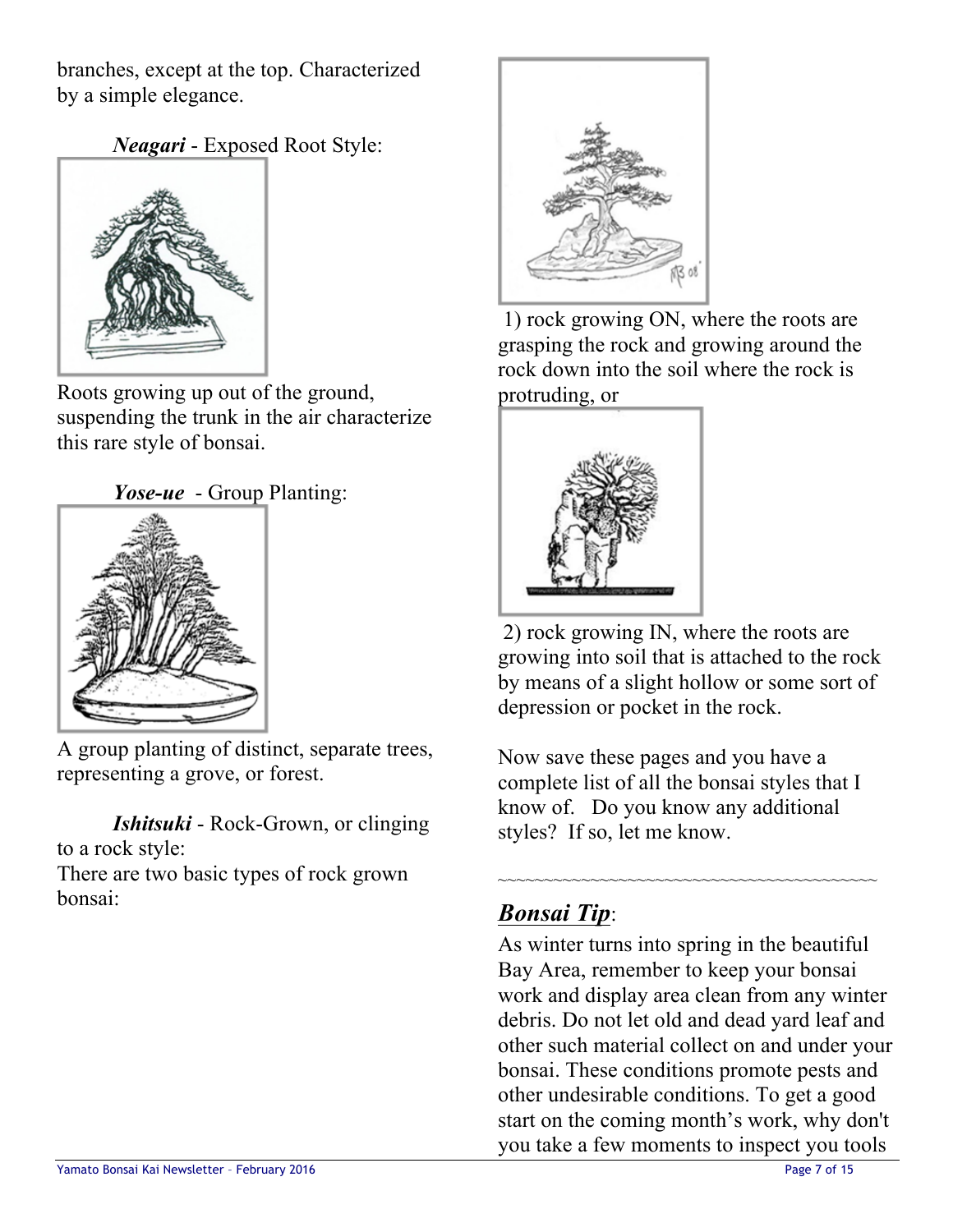branches, except at the top. Characterized by a simple elegance.

***Neagari*** - Exposed Root Style:

Roots growing up out of the ground, suspending the trunk in the air characterize this rare style of bonsai.

***Yose-ue*** - Group Planting:

A group planting of distinct, separate trees, representing a grove, or forest.

***Ishitsuki*** - Rock-Grown, or clinging to a rock style:

There are two basic types of rock grown bonsai:

1) rock growing ON, where the roots are grasping the rock and growing around the rock down into the soil where the rock is protruding, or

2) rock growing IN, where the roots are growing into soil that is attached to the rock by means of a slight hollow or some sort of depression or pocket in the rock.

Now save these pages and you have a complete list of all the bonsai styles that I know of. Do you know any additional styles? If so, let me know.

~~~~~~~~~~~~~~~~~~~~~~~~~~~~~~~~~~~~~~~~

***Bonsai Tip***:

As winter turns into spring in the beautiful Bay Area, remember to keep your bonsai work and display area clean from any winter debris. Do not let old and dead yard leaf and other such material collect on and under your bonsai. These conditions promote pests and other undesirable conditions. To get a good start on the coming month's work, why don't you take a few moments to inspect you tools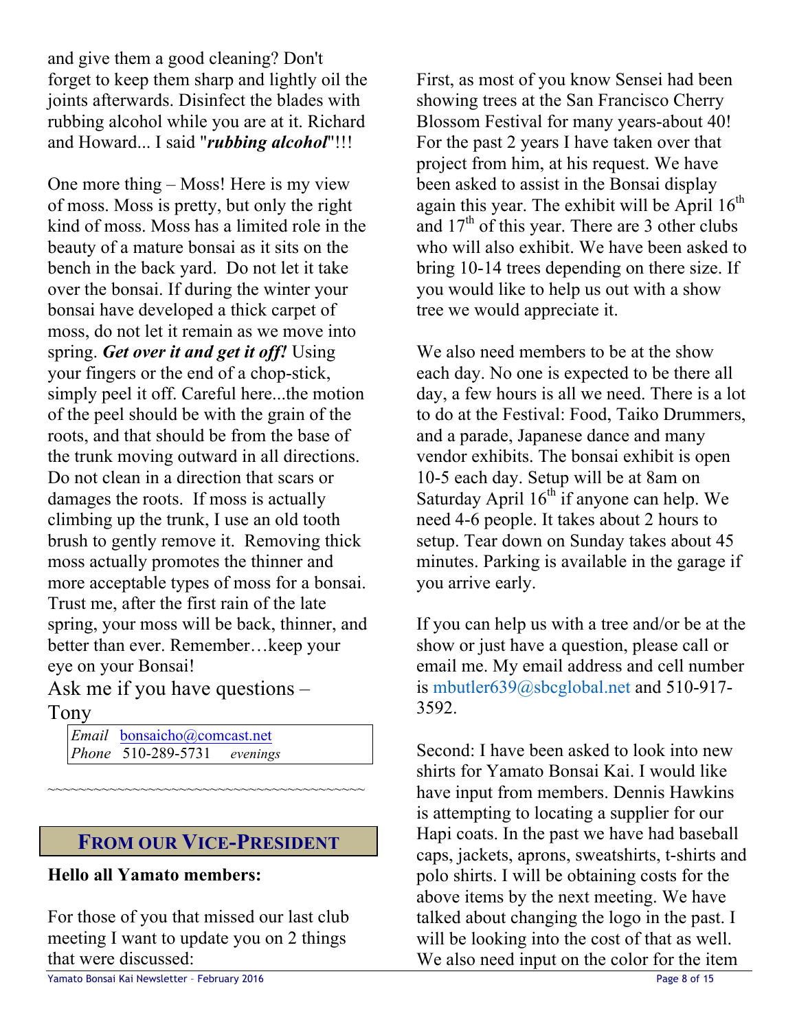and give them a good cleaning? Don't forget to keep them sharp and lightly oil the joints afterwards. Disinfect the blades with rubbing alcohol while you are at it. Richard and Howard... I said "***rubbing alcohol***"!!!

One more thing – Moss! Here is my view of moss. Moss is pretty, but only the right kind of moss. Moss has a limited role in the beauty of a mature bonsai as it sits on the bench in the back yard. Do not let it take over the bonsai. If during the winter your bonsai have developed a thick carpet of moss, do not let it remain as we move into spring. ***Get over it and get it off!*** Using your fingers or the end of a chop-stick, simply peel it off. Careful here...the motion of the peel should be with the grain of the roots, and that should be from the base of the trunk moving outward in all directions. Do not clean in a direction that scars or damages the roots. If moss is actually climbing up the trunk, I use an old tooth brush to gently remove it. Removing thick moss actually promotes the thinner and more acceptable types of moss for a bonsai. Trust me, after the first rain of the late spring, your moss will be back, thinner, and better than ever. Remember…keep your eye on your Bonsai!

Ask me if you have questions – Tony

| *Email* | bonsaicho@comcast.net | |
|---|---|---|
| *Phone* | 510-289-5731 | *evenings* |

~~~~~~~~~~~~~~~~~~~~~~~~~~~~~~~~~~~~~~~~

## From our Vice-President

**Hello all Yamato members:**

For those of you that missed our last club meeting I want to update you on 2 things that were discussed:

First, as most of you know Sensei had been showing trees at the San Francisco Cherry Blossom Festival for many years-about 40! For the past 2 years I have taken over that project from him, at his request. We have been asked to assist in the Bonsai display again this year. The exhibit will be April 16th and 17th of this year. There are 3 other clubs who will also exhibit. We have been asked to bring 10-14 trees depending on there size. If you would like to help us out with a show tree we would appreciate it.

We also need members to be at the show each day. No one is expected to be there all day, a few hours is all we need. There is a lot to do at the Festival: Food, Taiko Drummers, and a parade, Japanese dance and many vendor exhibits. The bonsai exhibit is open 10-5 each day. Setup will be at 8am on Saturday April 16th if anyone can help. We need 4-6 people. It takes about 2 hours to setup. Tear down on Sunday takes about 45 minutes. Parking is available in the garage if you arrive early.

If you can help us with a tree and/or be at the show or just have a question, please call or email me. My email address and cell number is mbutler639@sbcglobal.net and 510-917-3592.

Second: I have been asked to look into new shirts for Yamato Bonsai Kai. I would like have input from members. Dennis Hawkins is attempting to locating a supplier for our Hapi coats. In the past we have had baseball caps, jackets, aprons, sweatshirts, t-shirts and polo shirts. I will be obtaining costs for the above items by the next meeting. We have talked about changing the logo in the past. I will be looking into the cost of that as well. We also need input on the color for the item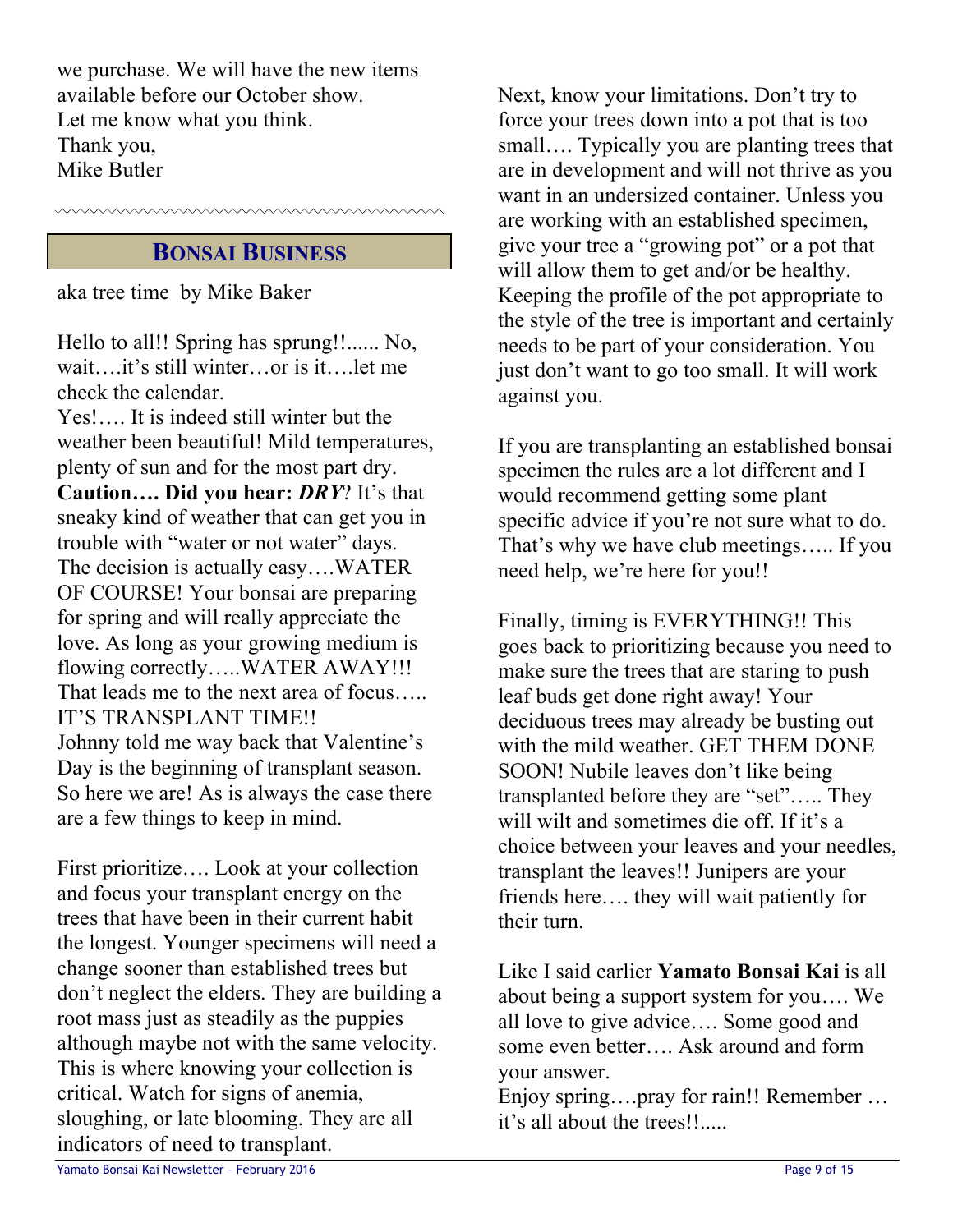we purchase. We will have the new items available before our October show.
Let me know what you think.
Thank you,
Mike Butler

## BONSAI BUSINESS

aka tree time by Mike Baker

Hello to all!! Spring has sprung!!...... No, wait….it's still winter…or is it….let me check the calendar.
Yes!…. It is indeed still winter but the weather been beautiful! Mild temperatures, plenty of sun and for the most part dry. **Caution…. Did you hear: *DRY*?** It's that sneaky kind of weather that can get you in trouble with "water or not water" days. The decision is actually easy….WATER OF COURSE! Your bonsai are preparing for spring and will really appreciate the love. As long as your growing medium is flowing correctly…..WATER AWAY!!! That leads me to the next area of focus….. IT'S TRANSPLANT TIME!!
Johnny told me way back that Valentine's Day is the beginning of transplant season. So here we are! As is always the case there are a few things to keep in mind.

First prioritize…. Look at your collection and focus your transplant energy on the trees that have been in their current habit the longest. Younger specimens will need a change sooner than established trees but don't neglect the elders. They are building a root mass just as steadily as the puppies although maybe not with the same velocity. This is where knowing your collection is critical. Watch for signs of anemia, sloughing, or late blooming. They are all indicators of need to transplant.

Next, know your limitations. Don't try to force your trees down into a pot that is too small…. Typically you are planting trees that are in development and will not thrive as you want in an undersized container. Unless you are working with an established specimen, give your tree a "growing pot" or a pot that will allow them to get and/or be healthy. Keeping the profile of the pot appropriate to the style of the tree is important and certainly needs to be part of your consideration. You just don't want to go too small. It will work against you.

If you are transplanting an established bonsai specimen the rules are a lot different and I would recommend getting some plant specific advice if you're not sure what to do. That's why we have club meetings….. If you need help, we're here for you!!

Finally, timing is EVERYTHING!! This goes back to prioritizing because you need to make sure the trees that are staring to push leaf buds get done right away! Your deciduous trees may already be busting out with the mild weather. GET THEM DONE SOON! Nubile leaves don't like being transplanted before they are "set"….. They will wilt and sometimes die off. If it's a choice between your leaves and your needles, transplant the leaves!! Junipers are your friends here…. they will wait patiently for their turn.

Like I said earlier **Yamato Bonsai Kai** is all about being a support system for you…. We all love to give advice…. Some good and some even better…. Ask around and form your answer.
Enjoy spring….pray for rain!! Remember … it's all about the trees!!.....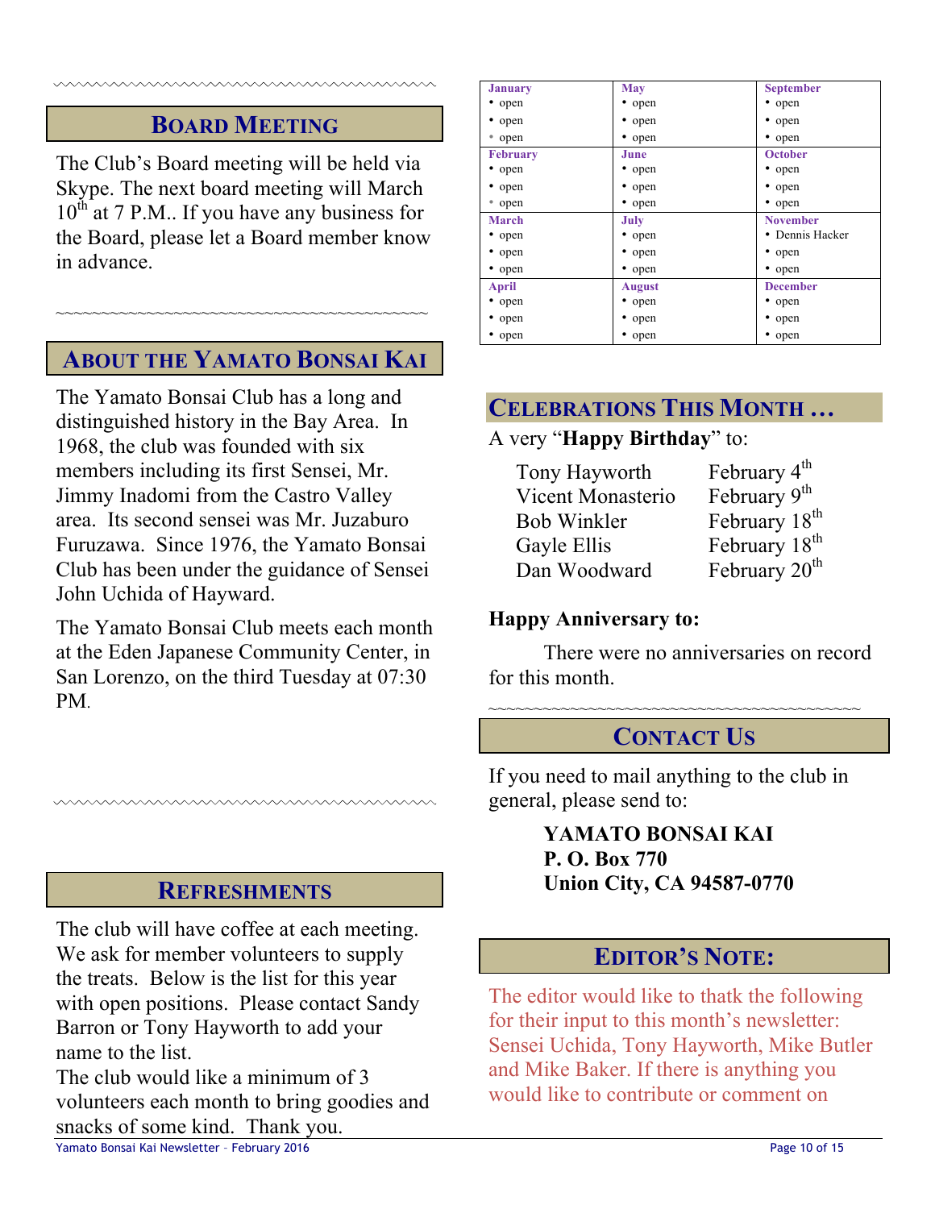## Board Meeting

The Club's Board meeting will be held via Skype. The next board meeting will March 10th at 7 P.M.. If you have any business for the Board, please let a Board member know in advance.

## About the Yamato Bonsai Kai

The Yamato Bonsai Club has a long and distinguished history in the Bay Area. In 1968, the club was founded with six members including its first Sensei, Mr. Jimmy Inadomi from the Castro Valley area. Its second sensei was Mr. Juzaburo Furuzawa. Since 1976, the Yamato Bonsai Club has been under the guidance of Sensei John Uchida of Hayward.

The Yamato Bonsai Club meets each month at the Eden Japanese Community Center, in San Lorenzo, on the third Tuesday at 07:30 PM.

## Refreshments

The club will have coffee at each meeting. We ask for member volunteers to supply the treats. Below is the list for this year with open positions. Please contact Sandy Barron or Tony Hayworth to add your name to the list.

The club would like a minimum of 3 volunteers each month to bring goodies and snacks of some kind. Thank you.

| January | May | September |
|---|---|---|
| • open<br>• open<br>• open | • open<br>• open<br>• open | • open<br>• open<br>• open |
| **February** | **June** | **October** |
| • open<br>• open<br>• open | • open<br>• open<br>• open | • open<br>• open<br>• open |
| **March** | **July** | **November** |
| • open<br>• open<br>• open | • open<br>• open<br>• open | • Dennis Hacker<br>• open<br>• open |
| **April** | **August** | **December** |
| • open<br>• open<br>• open | • open<br>• open<br>• open | • open<br>• open<br>• open |

## Celebrations This Month …

A very "**Happy Birthday**" to:

| | |
|---|---|
| Tony Hayworth | February 4th |
| Vicent Monasterio | February 9th |
| Bob Winkler | February 18th |
| Gayle Ellis | February 18th |
| Dan Woodward | February 20th |

**Happy Anniversary to:**

There were no anniversaries on record for this month.

## Contact Us

If you need to mail anything to the club in general, please send to:

**YAMATO BONSAI KAI**
**P. O. Box 770**
**Union City, CA 94587-0770**

## Editor's Note:

The editor would like to thatk the following for their input to this month's newsletter: Sensei Uchida, Tony Hayworth, Mike Butler and Mike Baker. If there is anything you would like to contribute or comment on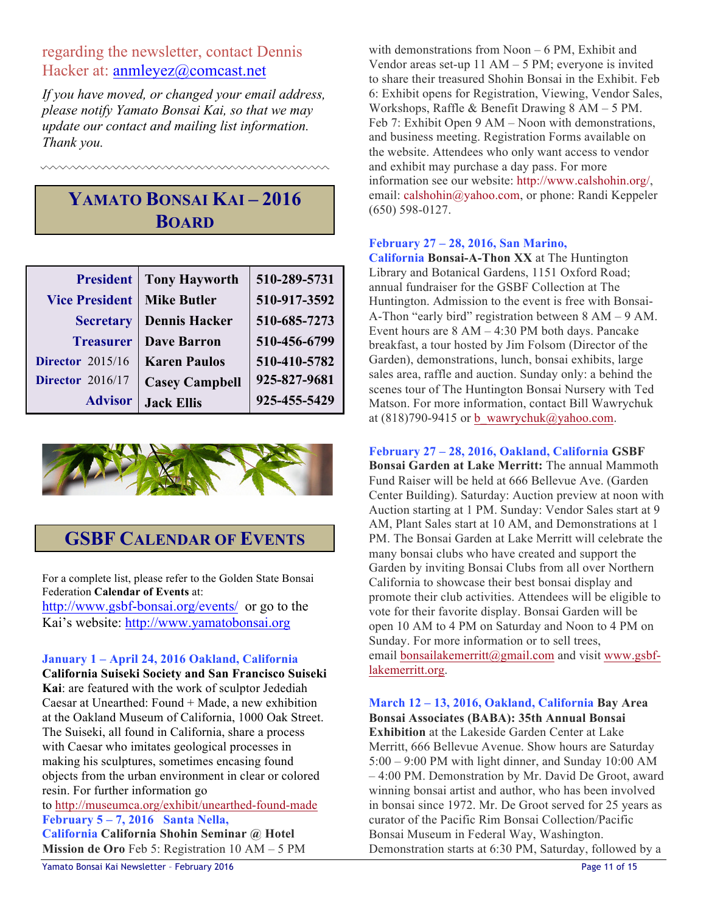regarding the newsletter, contact Dennis Hacker at: anmleyez@comcast.net

*If you have moved, or changed your email address, please notify Yamato Bonsai Kai, so that we may update our contact and mailing list information. Thank you.*

## YAMATO BONSAI KAI – 2016 BOARD

| | | |
|---|---|---|
| **President** | **Tony Hayworth** | **510-289-5731** |
| **Vice President** | **Mike Butler** | **510-917-3592** |
| **Secretary** | **Dennis Hacker** | **510-685-7273** |
| **Treasurer** | **Dave Barron** | **510-456-6799** |
| **Director** 2015/16 | **Karen Paulos** | **510-410-5782** |
| **Director** 2016/17 | **Casey Campbell** | **925-827-9681** |
| **Advisor** | **Jack Ellis** | **925-455-5429** |

## GSBF CALENDAR OF EVENTS

For a complete list, please refer to the Golden State Bonsai Federation **Calendar of Events** at: http://www.gsbf-bonsai.org/events/ or go to the Kai's website: http://www.yamatobonsai.org

**January 1 – April 24, 2016 Oakland, California** **California Suiseki Society and San Francisco Suiseki Kai**: are featured with the work of sculptor Jedediah Caesar at Unearthed: Found + Made, a new exhibition at the Oakland Museum of California, 1000 Oak Street. The Suiseki, all found in California, share a process with Caesar who imitates geological processes in making his sculptures, sometimes encasing found objects from the urban environment in clear or colored resin. For further information go to http://museumca.org/exhibit/unearthed-found-made

**February 5 – 7, 2016 Santa Nella, California** **California Shohin Seminar @ Hotel Mission de Oro** Feb 5: Registration 10 AM – 5 PM with demonstrations from Noon – 6 PM, Exhibit and Vendor areas set-up 11 AM – 5 PM; everyone is invited to share their treasured Shohin Bonsai in the Exhibit. Feb 6: Exhibit opens for Registration, Viewing, Vendor Sales, Workshops, Raffle & Benefit Drawing 8 AM – 5 PM. Feb 7: Exhibit Open 9 AM – Noon with demonstrations, and business meeting. Registration Forms available on the website. Attendees who only want access to vendor and exhibit may purchase a day pass. For more information see our website: http://www.calshohin.org/, email: calshohin@yahoo.com, or phone: Randi Keppeler (650) 598-0127.

**February 27 – 28, 2016, San Marino, California** **Bonsai-A-Thon XX** at The Huntington Library and Botanical Gardens, 1151 Oxford Road; annual fundraiser for the GSBF Collection at The Huntington. Admission to the event is free with Bonsai-A-Thon "early bird" registration between 8 AM – 9 AM. Event hours are 8 AM – 4:30 PM both days. Pancake breakfast, a tour hosted by Jim Folsom (Director of the Garden), demonstrations, lunch, bonsai exhibits, large sales area, raffle and auction. Sunday only: a behind the scenes tour of The Huntington Bonsai Nursery with Ted Matson. For more information, contact Bill Wawrychuk at (818)790-9415 or b_wawrychuk@yahoo.com.

**February 27 – 28, 2016, Oakland, California** **GSBF Bonsai Garden at Lake Merritt:** The annual Mammoth Fund Raiser will be held at 666 Bellevue Ave. (Garden Center Building). Saturday: Auction preview at noon with Auction starting at 1 PM. Sunday: Vendor Sales start at 9 AM, Plant Sales start at 10 AM, and Demonstrations at 1 PM. The Bonsai Garden at Lake Merritt will celebrate the many bonsai clubs who have created and support the Garden by inviting Bonsai Clubs from all over Northern California to showcase their best bonsai display and promote their club activities. Attendees will be eligible to vote for their favorite display. Bonsai Garden will be open 10 AM to 4 PM on Saturday and Noon to 4 PM on Sunday. For more information or to sell trees, email bonsailakemerritt@gmail.com and visit www.gsbf-lakemerritt.org.

**March 12 – 13, 2016, Oakland, California** **Bay Area Bonsai Associates (BABA): 35th Annual Bonsai Exhibition** at the Lakeside Garden Center at Lake Merritt, 666 Bellevue Avenue. Show hours are Saturday 5:00 – 9:00 PM with light dinner, and Sunday 10:00 AM – 4:00 PM. Demonstration by Mr. David De Groot, award winning bonsai artist and author, who has been involved in bonsai since 1972. Mr. De Groot served for 25 years as curator of the Pacific Rim Bonsai Collection/Pacific Bonsai Museum in Federal Way, Washington. Demonstration starts at 6:30 PM, Saturday, followed by a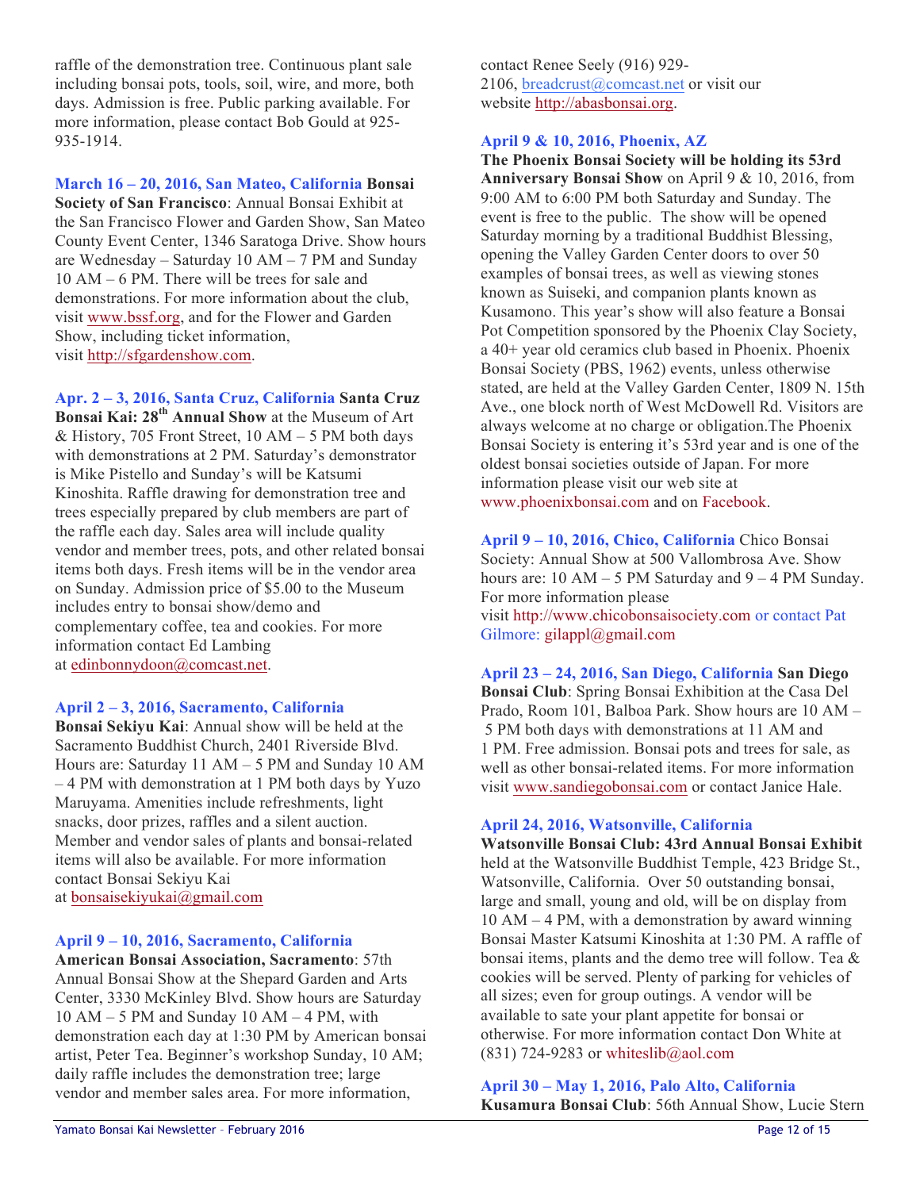raffle of the demonstration tree. Continuous plant sale including bonsai pots, tools, soil, wire, and more, both days. Admission is free. Public parking available. For more information, please contact Bob Gould at 925-935-1914.

**March 16 – 20, 2016, San Mateo, California** **Bonsai Society of San Francisco**: Annual Bonsai Exhibit at the San Francisco Flower and Garden Show, San Mateo County Event Center, 1346 Saratoga Drive. Show hours are Wednesday – Saturday 10 AM – 7 PM and Sunday 10 AM – 6 PM. There will be trees for sale and demonstrations. For more information about the club, visit www.bssf.org, and for the Flower and Garden Show, including ticket information, visit http://sfgardenshow.com.

**Apr. 2 – 3, 2016, Santa Cruz, California** **Santa Cruz Bonsai Kai: 28th Annual Show** at the Museum of Art & History, 705 Front Street, 10 AM – 5 PM both days with demonstrations at 2 PM. Saturday's demonstrator is Mike Pistello and Sunday's will be Katsumi Kinoshita. Raffle drawing for demonstration tree and trees especially prepared by club members are part of the raffle each day. Sales area will include quality vendor and member trees, pots, and other related bonsai items both days. Fresh items will be in the vendor area on Sunday. Admission price of $5.00 to the Museum includes entry to bonsai show/demo and complementary coffee, tea and cookies. For more information contact Ed Lambing at edinbonnydoon@comcast.net.

**April 2 – 3, 2016, Sacramento, California**
**Bonsai Sekiyu Kai**: Annual show will be held at the Sacramento Buddhist Church, 2401 Riverside Blvd. Hours are: Saturday 11 AM – 5 PM and Sunday 10 AM – 4 PM with demonstration at 1 PM both days by Yuzo Maruyama. Amenities include refreshments, light snacks, door prizes, raffles and a silent auction. Member and vendor sales of plants and bonsai-related items will also be available. For more information contact Bonsai Sekiyu Kai at bonsaisekiyukai@gmail.com

**April 9 – 10, 2016, Sacramento, California**
**American Bonsai Association, Sacramento**: 57th Annual Bonsai Show at the Shepard Garden and Arts Center, 3330 McKinley Blvd. Show hours are Saturday 10 AM – 5 PM and Sunday 10 AM – 4 PM, with demonstration each day at 1:30 PM by American bonsai artist, Peter Tea. Beginner's workshop Sunday, 10 AM; daily raffle includes the demonstration tree; large vendor and member sales area. For more information, contact Renee Seely (916) 929-2106, breadcrust@comcast.net or visit our website http://abasbonsai.org.

**April 9 & 10, 2016, Phoenix, AZ**
**The Phoenix Bonsai Society will be holding its 53rd Anniversary Bonsai Show** on April 9 & 10, 2016, from 9:00 AM to 6:00 PM both Saturday and Sunday. The event is free to the public. The show will be opened Saturday morning by a traditional Buddhist Blessing, opening the Valley Garden Center doors to over 50 examples of bonsai trees, as well as viewing stones known as Suiseki, and companion plants known as Kusamono. This year's show will also feature a Bonsai Pot Competition sponsored by the Phoenix Clay Society, a 40+ year old ceramics club based in Phoenix. Phoenix Bonsai Society (PBS, 1962) events, unless otherwise stated, are held at the Valley Garden Center, 1809 N. 15th Ave., one block north of West McDowell Rd. Visitors are always welcome at no charge or obligation.The Phoenix Bonsai Society is entering it's 53rd year and is one of the oldest bonsai societies outside of Japan. For more information please visit our web site at www.phoenixbonsai.com and on Facebook.

**April 9 – 10, 2016, Chico, California** Chico Bonsai Society: Annual Show at 500 Vallombrosa Ave. Show hours are: 10 AM – 5 PM Saturday and 9 – 4 PM Sunday. For more information please visit http://www.chicobonsaisociety.com or contact Pat Gilmore: gilappl@gmail.com

**April 23 – 24, 2016, San Diego, California** **San Diego Bonsai Club**: Spring Bonsai Exhibition at the Casa Del Prado, Room 101, Balboa Park. Show hours are 10 AM – 5 PM both days with demonstrations at 11 AM and 1 PM. Free admission. Bonsai pots and trees for sale, as well as other bonsai-related items. For more information visit www.sandiegobonsai.com or contact Janice Hale.

**April 24, 2016, Watsonville, California**
**Watsonville Bonsai Club: 43rd Annual Bonsai Exhibit** held at the Watsonville Buddhist Temple, 423 Bridge St., Watsonville, California. Over 50 outstanding bonsai, large and small, young and old, will be on display from 10 AM – 4 PM, with a demonstration by award winning Bonsai Master Katsumi Kinoshita at 1:30 PM. A raffle of bonsai items, plants and the demo tree will follow. Tea & cookies will be served. Plenty of parking for vehicles of all sizes; even for group outings. A vendor will be available to sate your plant appetite for bonsai or otherwise. For more information contact Don White at (831) 724-9283 or whiteslib@aol.com

**April 30 – May 1, 2016, Palo Alto, California**
**Kusamura Bonsai Club**: 56th Annual Show, Lucie Stern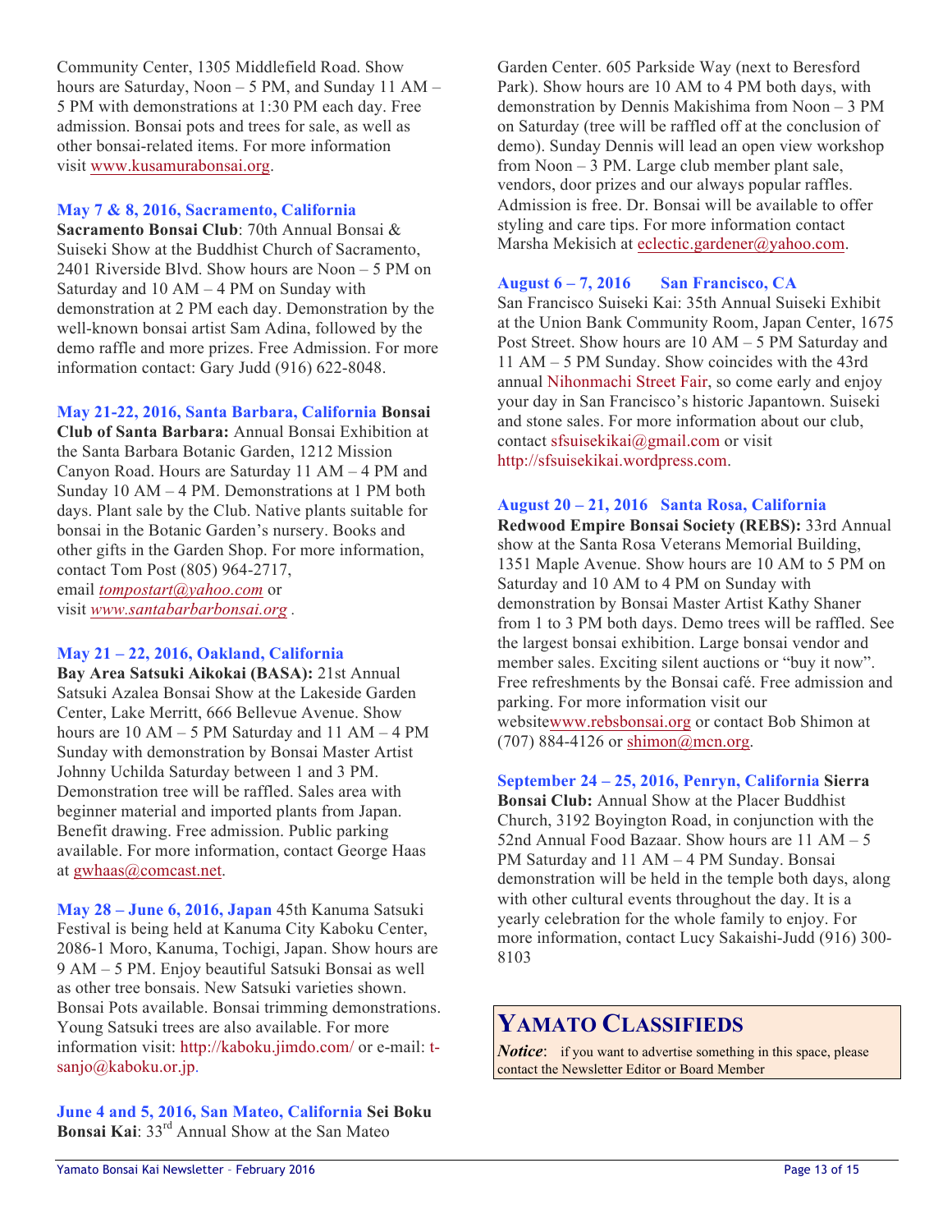Community Center, 1305 Middlefield Road. Show hours are Saturday, Noon – 5 PM, and Sunday 11 AM – 5 PM with demonstrations at 1:30 PM each day. Free admission. Bonsai pots and trees for sale, as well as other bonsai-related items. For more information visit www.kusamurabonsai.org.

**May 7 & 8, 2016, Sacramento, California**
**Sacramento Bonsai Club**: 70th Annual Bonsai & Suiseki Show at the Buddhist Church of Sacramento, 2401 Riverside Blvd. Show hours are Noon – 5 PM on Saturday and 10 AM – 4 PM on Sunday with demonstration at 2 PM each day. Demonstration by the well-known bonsai artist Sam Adina, followed by the demo raffle and more prizes. Free Admission. For more information contact: Gary Judd (916) 622-8048.

**May 21-22, 2016, Santa Barbara, California Bonsai Club of Santa Barbara:** Annual Bonsai Exhibition at the Santa Barbara Botanic Garden, 1212 Mission Canyon Road. Hours are Saturday 11 AM – 4 PM and Sunday 10 AM – 4 PM. Demonstrations at 1 PM both days. Plant sale by the Club. Native plants suitable for bonsai in the Botanic Garden's nursery. Books and other gifts in the Garden Shop. For more information, contact Tom Post (805) 964-2717, email *tompostart@yahoo.com* or visit *www.santabarbarbonsai.org* .

**May 21 – 22, 2016, Oakland, California**
**Bay Area Satsuki Aikokai (BASA):** 21st Annual Satsuki Azalea Bonsai Show at the Lakeside Garden Center, Lake Merritt, 666 Bellevue Avenue. Show hours are 10 AM – 5 PM Saturday and 11 AM – 4 PM Sunday with demonstration by Bonsai Master Artist Johnny Uchilda Saturday between 1 and 3 PM. Demonstration tree will be raffled. Sales area with beginner material and imported plants from Japan. Benefit drawing. Free admission. Public parking available. For more information, contact George Haas at gwhaas@comcast.net.

**May 28 – June 6, 2016, Japan** 45th Kanuma Satsuki Festival is being held at Kanuma City Kaboku Center, 2086-1 Moro, Kanuma, Tochigi, Japan. Show hours are 9 AM – 5 PM. Enjoy beautiful Satsuki Bonsai as well as other tree bonsais. New Satsuki varieties shown. Bonsai Pots available. Bonsai trimming demonstrations. Young Satsuki trees are also available. For more information visit: http://kaboku.jimdo.com/ or e-mail: t-sanjo@kaboku.or.jp.

**June 4 and 5, 2016, San Mateo, California Sei Boku Bonsai Kai**: 33rd Annual Show at the San Mateo Garden Center. 605 Parkside Way (next to Beresford Park). Show hours are 10 AM to 4 PM both days, with demonstration by Dennis Makishima from Noon – 3 PM on Saturday (tree will be raffled off at the conclusion of demo). Sunday Dennis will lead an open view workshop from Noon – 3 PM. Large club member plant sale, vendors, door prizes and our always popular raffles. Admission is free. Dr. Bonsai will be available to offer styling and care tips. For more information contact Marsha Mekisich at eclectic.gardener@yahoo.com.

**August 6 – 7, 2016 San Francisco, CA**
San Francisco Suiseki Kai: 35th Annual Suiseki Exhibit at the Union Bank Community Room, Japan Center, 1675 Post Street. Show hours are 10 AM – 5 PM Saturday and 11 AM – 5 PM Sunday. Show coincides with the 43rd annual Nihonmachi Street Fair, so come early and enjoy your day in San Francisco's historic Japantown. Suiseki and stone sales. For more information about our club, contact sfsuisekikai@gmail.com or visit http://sfsuisekikai.wordpress.com.

**August 20 – 21, 2016 Santa Rosa, California**
**Redwood Empire Bonsai Society (REBS):** 33rd Annual show at the Santa Rosa Veterans Memorial Building, 1351 Maple Avenue. Show hours are 10 AM to 5 PM on Saturday and 10 AM to 4 PM on Sunday with demonstration by Bonsai Master Artist Kathy Shaner from 1 to 3 PM both days. Demo trees will be raffled. See the largest bonsai exhibition. Large bonsai vendor and member sales. Exciting silent auctions or "buy it now". Free refreshments by the Bonsai café. Free admission and parking. For more information visit our websitewww.rebsbonsai.org or contact Bob Shimon at (707) 884-4126 or shimon@mcn.org.

**September 24 – 25, 2016, Penryn, California Sierra Bonsai Club:** Annual Show at the Placer Buddhist Church, 3192 Boyington Road, in conjunction with the 52nd Annual Food Bazaar. Show hours are 11 AM – 5 PM Saturday and 11 AM – 4 PM Sunday. Bonsai demonstration will be held in the temple both days, along with other cultural events throughout the day. It is a yearly celebration for the whole family to enjoy. For more information, contact Lucy Sakaishi-Judd (916) 300-8103

## YAMATO CLASSIFIEDS

***Notice***: if you want to advertise something in this space, please contact the Newsletter Editor or Board Member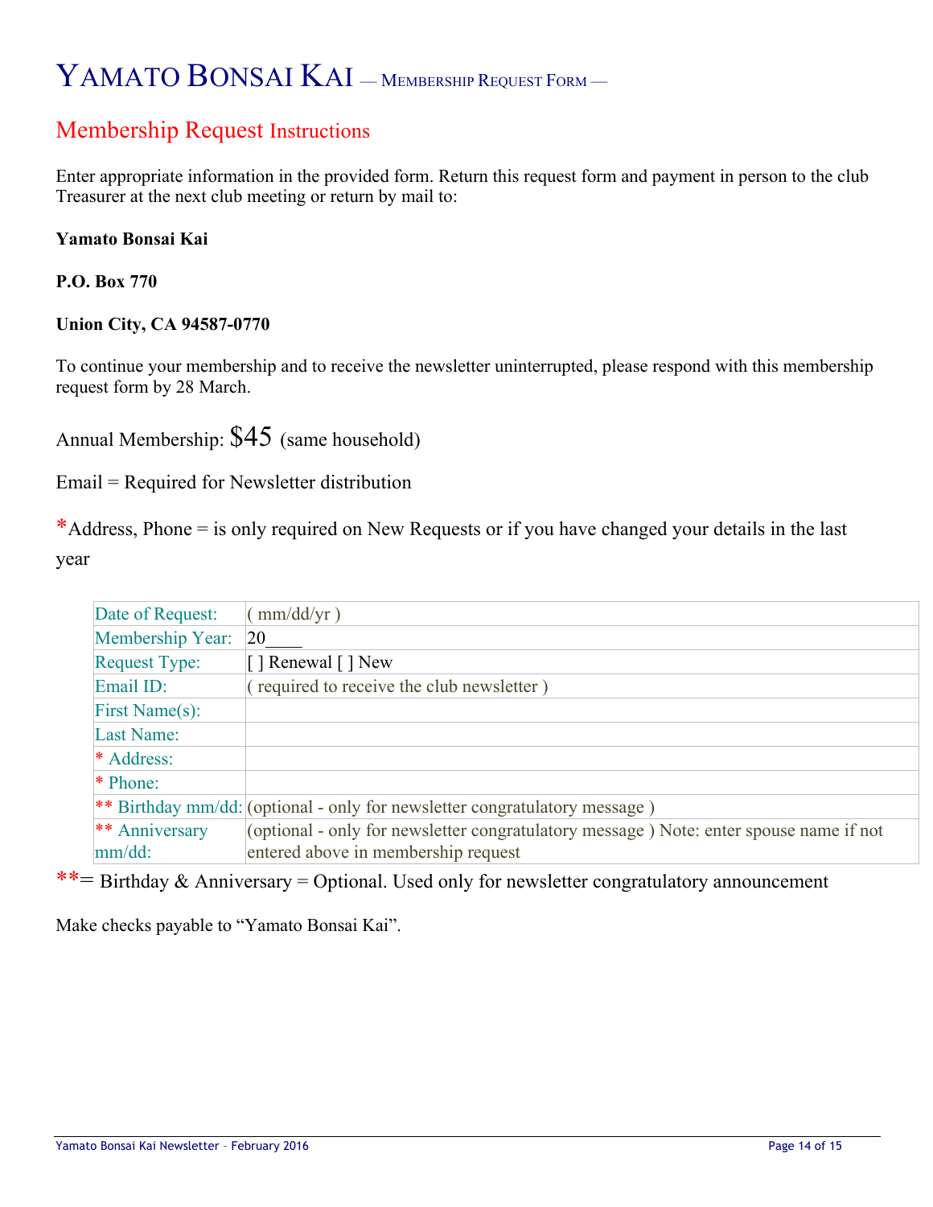# YAMATO BONSAI KAI — MEMBERSHIP REQUEST FORM —

## Membership Request Instructions

Enter appropriate information in the provided form. Return this request form and payment in person to the club Treasurer at the next club meeting or return by mail to:

**Yamato Bonsai Kai**

**P.O. Box 770**

**Union City, CA 94587-0770**

To continue your membership and to receive the newsletter uninterrupted, please respond with this membership request form by 28 March.

Annual Membership: $45 (same household)

Email = Required for Newsletter distribution

*Address, Phone = is only required on New Requests or if you have changed your details in the last year

| Date of Request: | ( mm/dd/yr ) |
|---|---|
| Membership Year: | 20____ |
| Request Type: | [ ] Renewal [ ] New |
| Email ID: | ( required to receive the club newsletter ) |
| First Name(s): | |
| Last Name: | |
| * Address: | |
| * Phone: | |
| ** Birthday mm/dd: | (optional - only for newsletter congratulatory message ) |
| ** Anniversary mm/dd: | (optional - only for newsletter congratulatory message ) Note: enter spouse name if not entered above in membership request |

**= Birthday & Anniversary = Optional. Used only for newsletter congratulatory announcement

Make checks payable to "Yamato Bonsai Kai".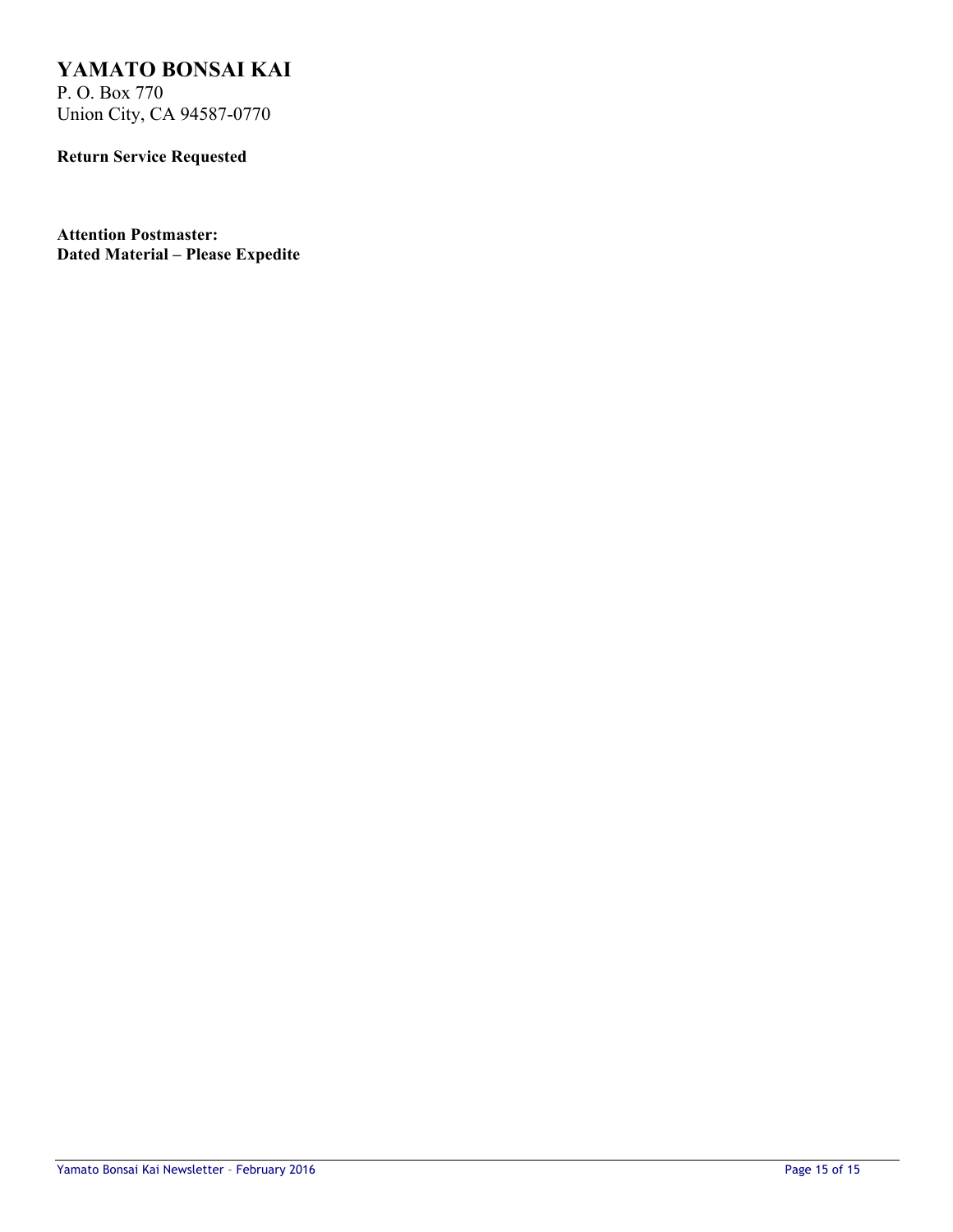# YAMATO BONSAI KAI

P. O. Box 770
Union City, CA 94587-0770

**Return Service Requested**

**Attention Postmaster:**
**Dated Material – Please Expedite**